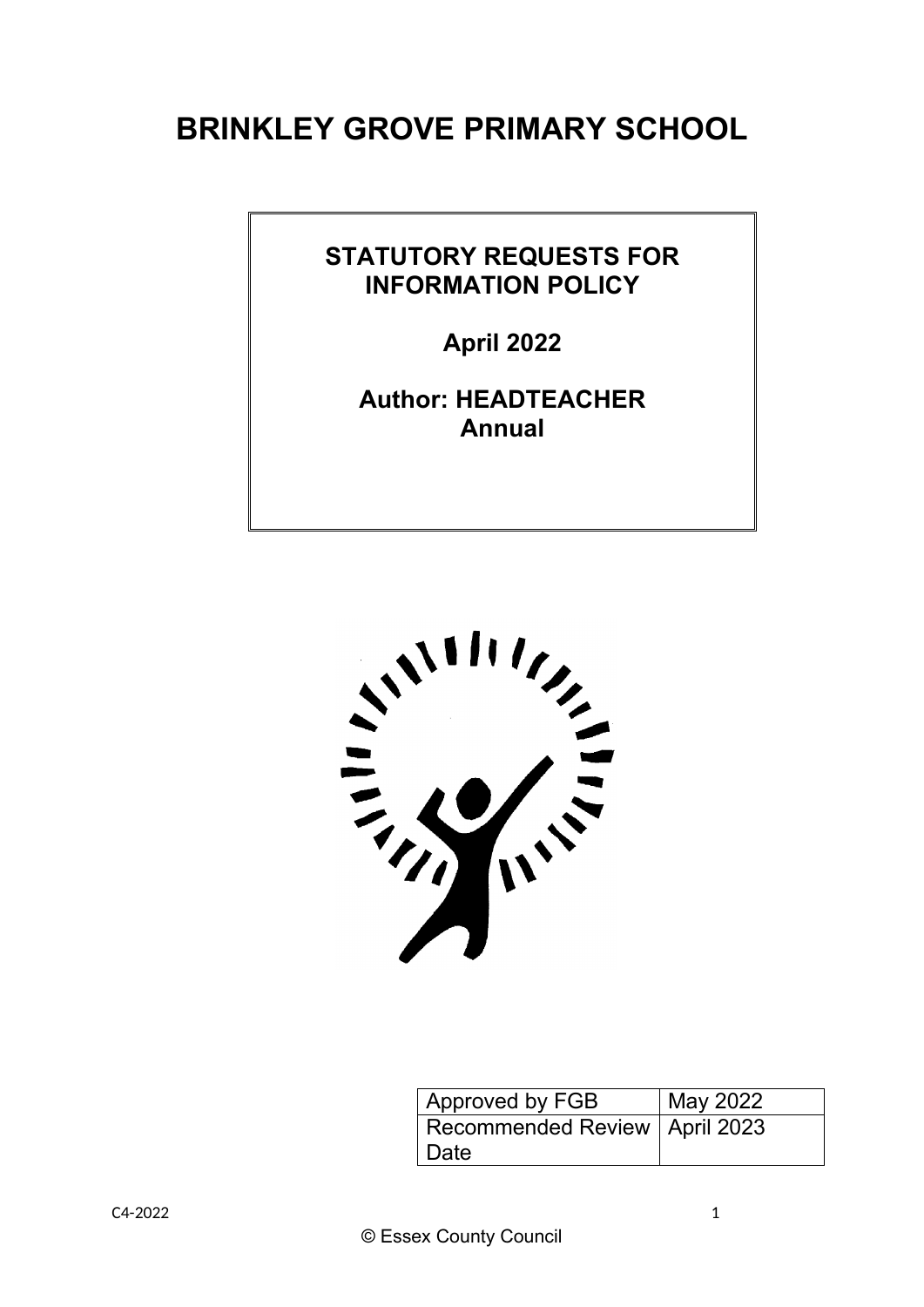# BRINKLEY GROVE PRIMARY SCHOOL

**STATUTORY REQUESTS FOR INFORMATION POLICY**

**April 2022**

**Author: HEADTEACHER**
**Annual**

| Approved by FGB | May 2022 |
|---|---|
| Recommended Review Date | April 2023 |

© Essex County Council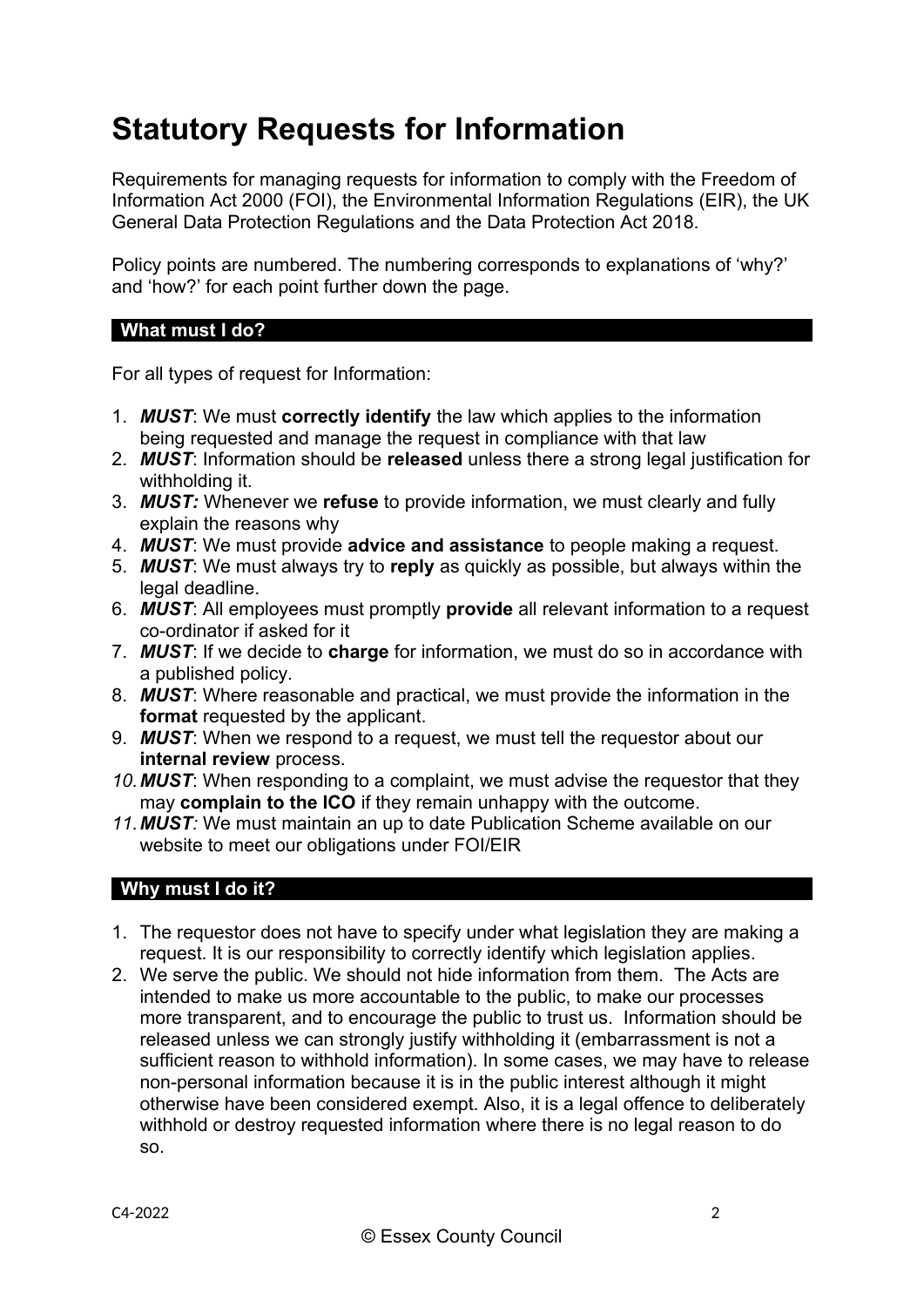# Statutory Requests for Information

Requirements for managing requests for information to comply with the Freedom of Information Act 2000 (FOI), the Environmental Information Regulations (EIR), the UK General Data Protection Regulations and the Data Protection Act 2018.

Policy points are numbered. The numbering corresponds to explanations of 'why?' and 'how?' for each point further down the page.

## What must I do?

For all types of request for Information:

1. ***MUST***: We must **correctly identify** the law which applies to the information being requested and manage the request in compliance with that law
2. ***MUST***: Information should be **released** unless there a strong legal justification for withholding it.
3. ***MUST:*** Whenever we **refuse** to provide information, we must clearly and fully explain the reasons why
4. ***MUST***: We must provide **advice and assistance** to people making a request.
5. ***MUST***: We must always try to **reply** as quickly as possible, but always within the legal deadline.
6. ***MUST***: All employees must promptly **provide** all relevant information to a request co-ordinator if asked for it
7. ***MUST***: If we decide to **charge** for information, we must do so in accordance with a published policy.
8. ***MUST***: Where reasonable and practical, we must provide the information in the **format** requested by the applicant.
9. ***MUST***: When we respond to a request, we must tell the requestor about our **internal review** process.
10. ***MUST***: When responding to a complaint, we must advise the requestor that they may **complain to the ICO** if they remain unhappy with the outcome.
11. ***MUST:*** We must maintain an up to date Publication Scheme available on our website to meet our obligations under FOI/EIR

## Why must I do it?

1. The requestor does not have to specify under what legislation they are making a request. It is our responsibility to correctly identify which legislation applies.
2. We serve the public. We should not hide information from them. The Acts are intended to make us more accountable to the public, to make our processes more transparent, and to encourage the public to trust us. Information should be released unless we can strongly justify withholding it (embarrassment is not a sufficient reason to withhold information). In some cases, we may have to release non-personal information because it is in the public interest although it might otherwise have been considered exempt. Also, it is a legal offence to deliberately withhold or destroy requested information where there is no legal reason to do so.

C4-2022

© Essex County Council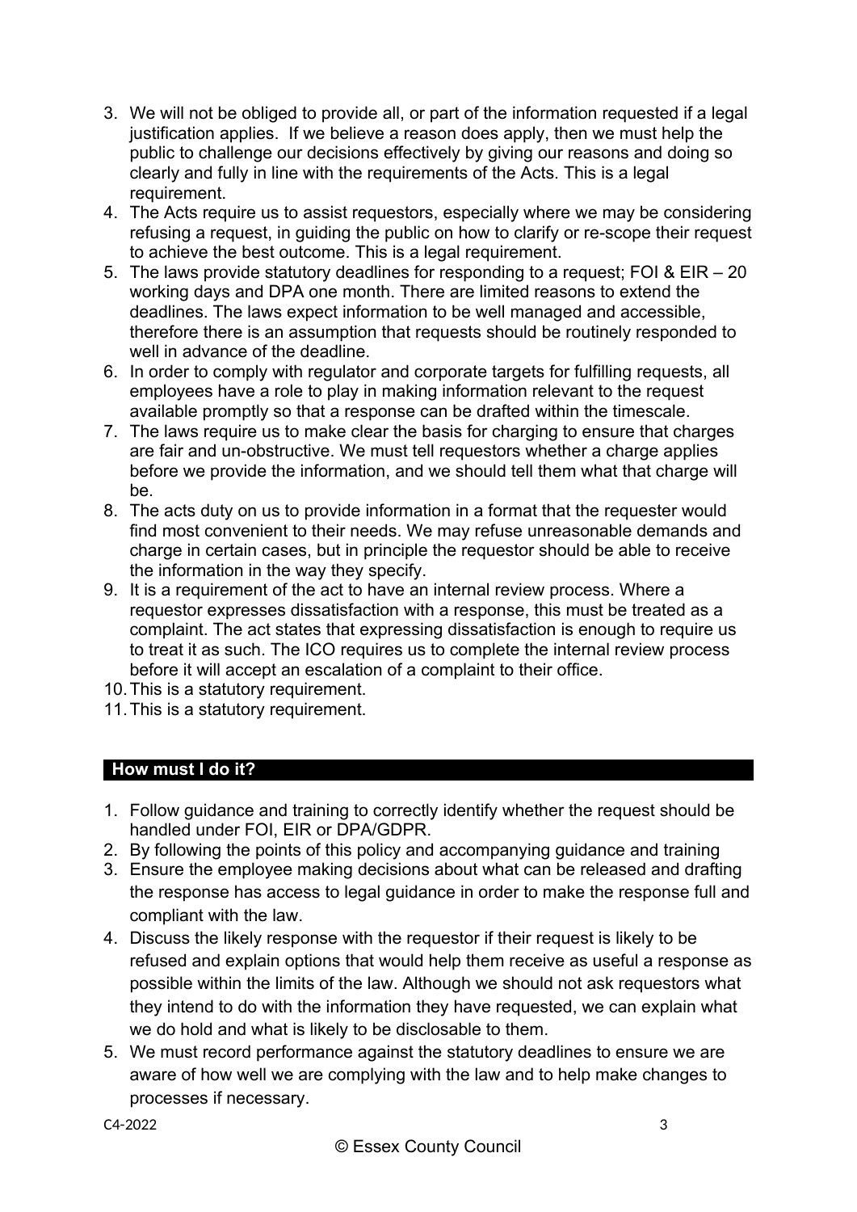3. We will not be obliged to provide all, or part of the information requested if a legal justification applies. If we believe a reason does apply, then we must help the public to challenge our decisions effectively by giving our reasons and doing so clearly and fully in line with the requirements of the Acts. This is a legal requirement.
4. The Acts require us to assist requestors, especially where we may be considering refusing a request, in guiding the public on how to clarify or re-scope their request to achieve the best outcome. This is a legal requirement.
5. The laws provide statutory deadlines for responding to a request; FOI & EIR – 20 working days and DPA one month. There are limited reasons to extend the deadlines. The laws expect information to be well managed and accessible, therefore there is an assumption that requests should be routinely responded to well in advance of the deadline.
6. In order to comply with regulator and corporate targets for fulfilling requests, all employees have a role to play in making information relevant to the request available promptly so that a response can be drafted within the timescale.
7. The laws require us to make clear the basis for charging to ensure that charges are fair and un-obstructive. We must tell requestors whether a charge applies before we provide the information, and we should tell them what that charge will be.
8. The acts duty on us to provide information in a format that the requester would find most convenient to their needs. We may refuse unreasonable demands and charge in certain cases, but in principle the requestor should be able to receive the information in the way they specify.
9. It is a requirement of the act to have an internal review process. Where a requestor expresses dissatisfaction with a response, this must be treated as a complaint. The act states that expressing dissatisfaction is enough to require us to treat it as such. The ICO requires us to complete the internal review process before it will accept an escalation of a complaint to their office.
10. This is a statutory requirement.
11. This is a statutory requirement.

## How must I do it?

1. Follow guidance and training to correctly identify whether the request should be handled under FOI, EIR or DPA/GDPR.
2. By following the points of this policy and accompanying guidance and training
3. Ensure the employee making decisions about what can be released and drafting the response has access to legal guidance in order to make the response full and compliant with the law.
4. Discuss the likely response with the requestor if their request is likely to be refused and explain options that would help them receive as useful a response as possible within the limits of the law. Although we should not ask requestors what they intend to do with the information they have requested, we can explain what we do hold and what is likely to be disclosable to them.
5. We must record performance against the statutory deadlines to ensure we are aware of how well we are complying with the law and to help make changes to processes if necessary.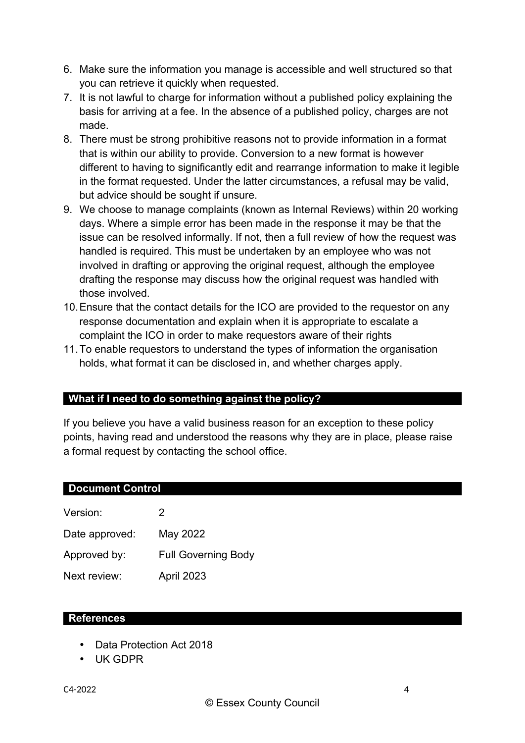6. Make sure the information you manage is accessible and well structured so that you can retrieve it quickly when requested.
7. It is not lawful to charge for information without a published policy explaining the basis for arriving at a fee. In the absence of a published policy, charges are not made.
8. There must be strong prohibitive reasons not to provide information in a format that is within our ability to provide. Conversion to a new format is however different to having to significantly edit and rearrange information to make it legible in the format requested. Under the latter circumstances, a refusal may be valid, but advice should be sought if unsure.
9. We choose to manage complaints (known as Internal Reviews) within 20 working days. Where a simple error has been made in the response it may be that the issue can be resolved informally. If not, then a full review of how the request was handled is required. This must be undertaken by an employee who was not involved in drafting or approving the original request, although the employee drafting the response may discuss how the original request was handled with those involved.
10. Ensure that the contact details for the ICO are provided to the requestor on any response documentation and explain when it is appropriate to escalate a complaint the ICO in order to make requestors aware of their rights
11. To enable requestors to understand the types of information the organisation holds, what format it can be disclosed in, and whether charges apply.

## What if I need to do something against the policy?

If you believe you have a valid business reason for an exception to these policy points, having read and understood the reasons why they are in place, please raise a formal request by contacting the school office.

## Document Control

| | |
|---|---|
| Version: | 2 |
| Date approved: | May 2022 |
| Approved by: | Full Governing Body |
| Next review: | April 2023 |

## References

- Data Protection Act 2018
- UK GDPR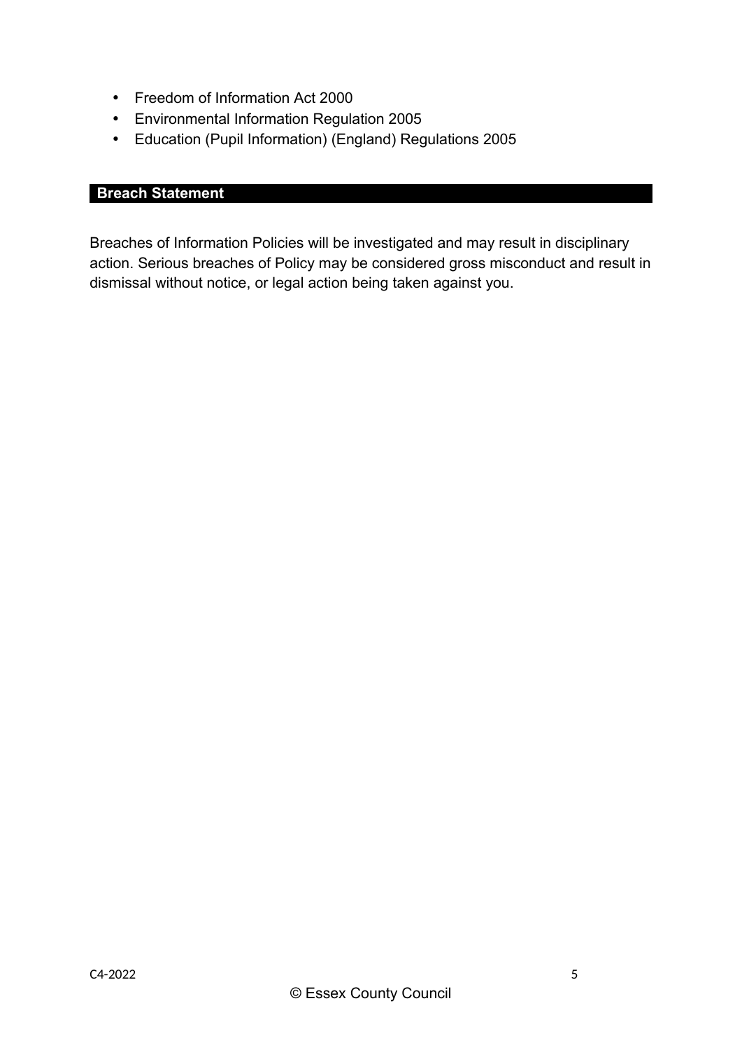- Freedom of Information Act 2000
- Environmental Information Regulation 2005
- Education (Pupil Information) (England) Regulations 2005

## Breach Statement

Breaches of Information Policies will be investigated and may result in disciplinary action. Serious breaches of Policy may be considered gross misconduct and result in dismissal without notice, or legal action being taken against you.